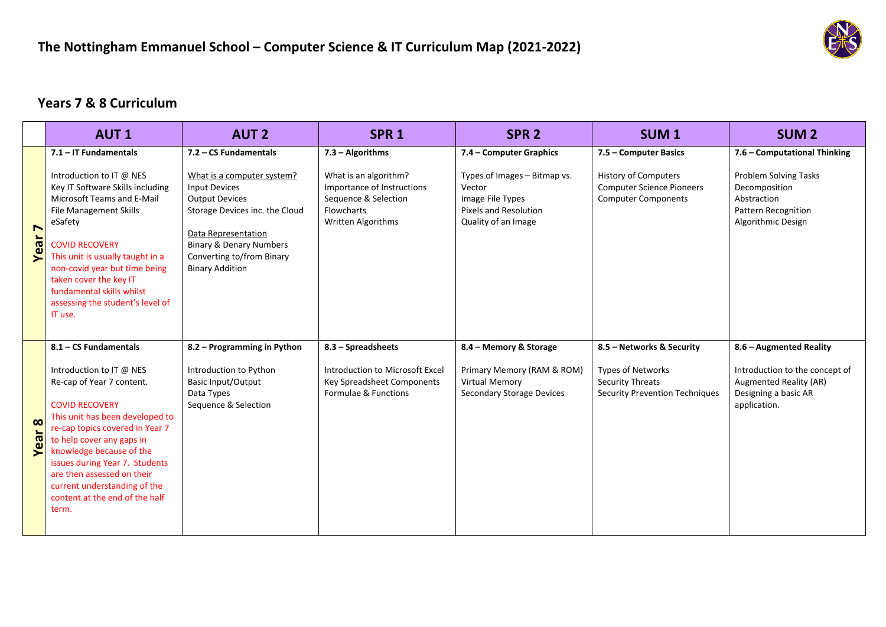# The Nottingham Emmanuel School – Computer Science & IT Curriculum Map (2021-2022)

## Years 7 & 8 Curriculum

| | AUT 1 | AUT 2 | SPR 1 | SPR 2 | SUM 1 | SUM 2 |
|---|---|---|---|---|---|---|
| **Year 7** | **7.1 – IT Fundamentals**<br><br>Introduction to IT @ NES<br>Key IT Software Skills including Microsoft Teams and E-Mail<br>File Management Skills<br>eSafety<br><br>COVID RECOVERY<br>This unit is usually taught in a non-covid year but time being taken cover the key IT fundamental skills whilst assessing the student's level of IT use. | **7.2 – CS Fundamentals**<br><br>What is a computer system?<br>Input Devices<br>Output Devices<br>Storage Devices inc. the Cloud<br><br>Data Representation<br>Binary & Denary Numbers<br>Converting to/from Binary<br>Binary Addition | **7.3 – Algorithms**<br><br>What is an algorithm?<br>Importance of Instructions<br>Sequence & Selection<br>Flowcharts<br>Written Algorithms | **7.4 – Computer Graphics**<br><br>Types of Images – Bitmap vs. Vector<br>Image File Types<br>Pixels and Resolution<br>Quality of an Image | **7.5 – Computer Basics**<br><br>History of Computers<br>Computer Science Pioneers<br>Computer Components | **7.6 – Computational Thinking**<br><br>Problem Solving Tasks<br>Decomposition<br>Abstraction<br>Pattern Recognition<br>Algorithmic Design |
| **Year 8** | **8.1 – CS Fundamentals**<br><br>Introduction to IT @ NES<br>Re-cap of Year 7 content.<br><br>COVID RECOVERY<br>This unit has been developed to re-cap topics covered in Year 7 to help cover any gaps in knowledge because of the issues during Year 7. Students are then assessed on their current understanding of the content at the end of the half term. | **8.2 – Programming in Python**<br><br>Introduction to Python<br>Basic Input/Output<br>Data Types<br>Sequence & Selection | **8.3 – Spreadsheets**<br><br>Introduction to Microsoft Excel<br>Key Spreadsheet Components<br>Formulae & Functions | **8.4 – Memory & Storage**<br><br>Primary Memory (RAM & ROM)<br>Virtual Memory<br>Secondary Storage Devices | **8.5 – Networks & Security**<br><br>Types of Networks<br>Security Threats<br>Security Prevention Techniques | **8.6 – Augmented Reality**<br><br>Introduction to the concept of Augmented Reality (AR)<br>Designing a basic AR application. |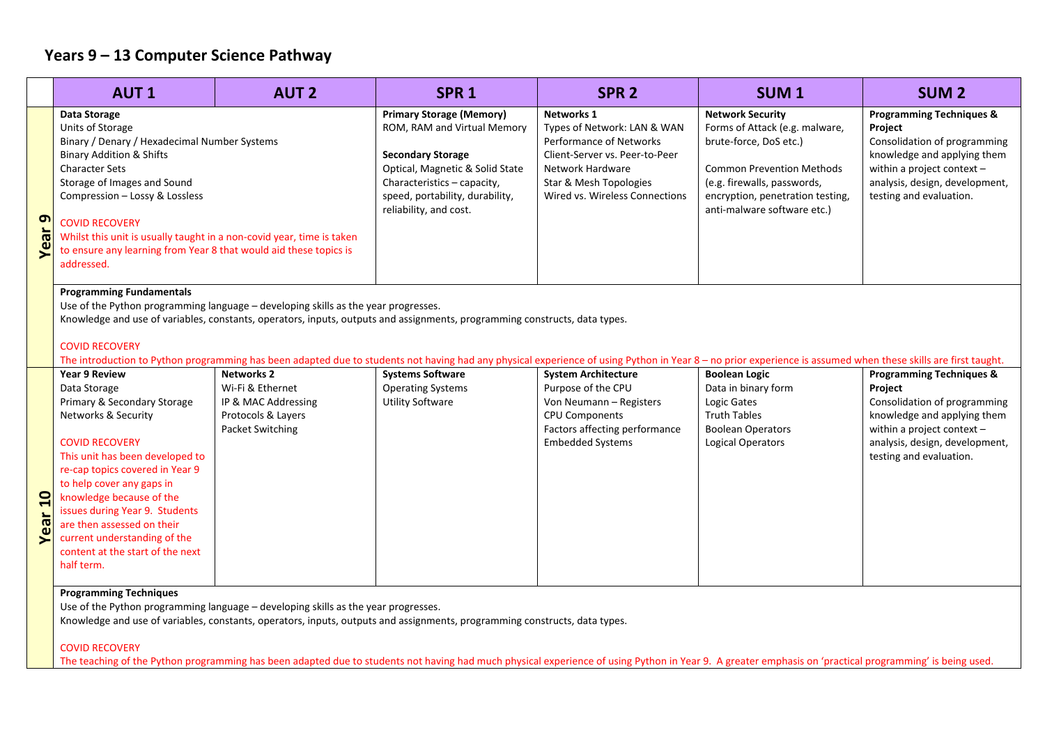## Years 9 – 13 Computer Science Pathway

| | AUT 1 | AUT 2 | SPR 1 | SPR 2 | SUM 1 | SUM 2 |
|---|---|---|---|---|---|---|
| **Year 9** | **Data Storage**<br>Units of Storage<br>Binary / Denary / Hexadecimal Number Systems<br>Binary Addition & Shifts<br>Character Sets<br>Storage of Images and Sound<br>Compression – Lossy & Lossless<br><br>COVID RECOVERY<br>Whilst this unit is usually taught in a non-covid year, time is taken to ensure any learning from Year 8 that would aid these topics is addressed. | | **Primary Storage (Memory)**<br>ROM, RAM and Virtual Memory<br><br>**Secondary Storage**<br>Optical, Magnetic & Solid State<br>Characteristics – capacity, speed, portability, durability, reliability, and cost. | **Networks 1**<br>Types of Network: LAN & WAN<br>Performance of Networks<br>Client-Server vs. Peer-to-Peer<br>Network Hardware<br>Star & Mesh Topologies<br>Wired vs. Wireless Connections | **Network Security**<br>Forms of Attack (e.g. malware, brute-force, DoS etc.)<br><br>Common Prevention Methods (e.g. firewalls, passwords, encryption, penetration testing, anti-malware software etc.) | **Programming Techniques & Project**<br>Consolidation of programming knowledge and applying them within a project context – analysis, design, development, testing and evaluation. |
| | **Programming Fundamentals**<br>Use of the Python programming language – developing skills as the year progresses.<br>Knowledge and use of variables, constants, operators, inputs, outputs and assignments, programming constructs, data types.<br><br>COVID RECOVERY<br>The introduction to Python programming has been adapted due to students not having had any physical experience of using Python in Year 8 – no prior experience is assumed when these skills are first taught. | | | | | |
| **Year 10** | **Year 9 Review**<br>Data Storage<br>Primary & Secondary Storage<br>Networks & Security<br><br>COVID RECOVERY<br>This unit has been developed to re-cap topics covered in Year 9 to help cover any gaps in knowledge because of the issues during Year 9. Students are then assessed on their current understanding of the content at the start of the next half term. | **Networks 2**<br>Wi-Fi & Ethernet<br>IP & MAC Addressing<br>Protocols & Layers<br>Packet Switching | **Systems Software**<br>Operating Systems<br>Utility Software | **System Architecture**<br>Purpose of the CPU<br>Von Neumann – Registers<br>CPU Components<br>Factors affecting performance<br>Embedded Systems | **Boolean Logic**<br>Data in binary form<br>Logic Gates<br>Truth Tables<br>Boolean Operators<br>Logical Operators | **Programming Techniques & Project**<br>Consolidation of programming knowledge and applying them within a project context – analysis, design, development, testing and evaluation. |
| | **Programming Techniques**<br>Use of the Python programming language – developing skills as the year progresses.<br>Knowledge and use of variables, constants, operators, inputs, outputs and assignments, programming constructs, data types.<br><br>COVID RECOVERY<br>The teaching of the Python programming has been adapted due to students not having had much physical experience of using Python in Year 9. A greater emphasis on 'practical programming' is being used. | | | | | |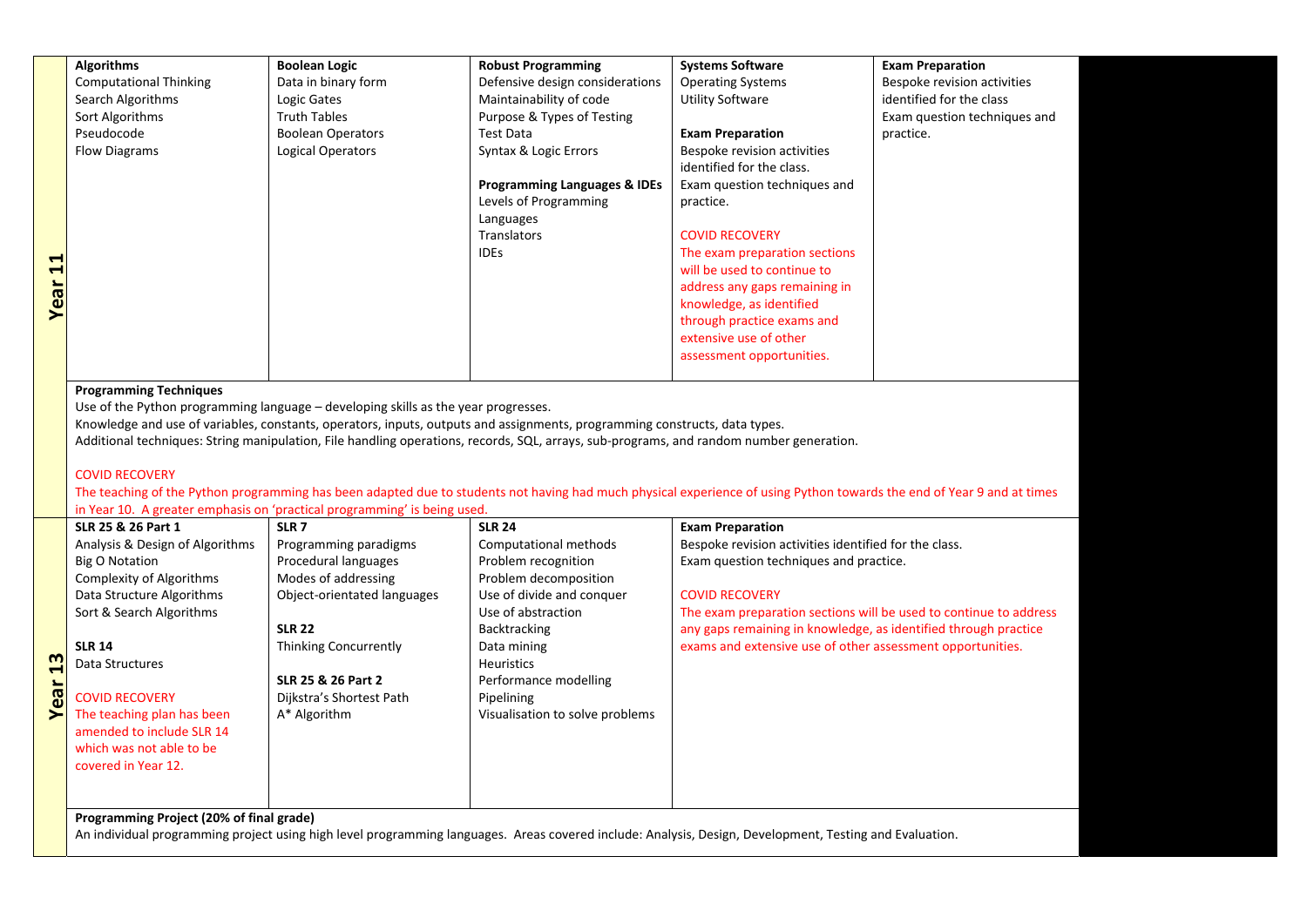| | | | | | |
|---|---|---|---|---|---|
| **Year 11** | **Algorithms**<br>Computational Thinking<br>Search Algorithms<br>Sort Algorithms<br>Pseudocode<br>Flow Diagrams | **Boolean Logic**<br>Data in binary form<br>Logic Gates<br>Truth Tables<br>Boolean Operators<br>Logical Operators | **Robust Programming**<br>Defensive design considerations<br>Maintainability of code<br>Purpose & Types of Testing<br>Test Data<br>Syntax & Logic Errors<br><br>**Programming Languages & IDEs**<br>Levels of Programming Languages<br>Translators<br>IDEs | **Systems Software**<br>Operating Systems<br>Utility Software<br><br>**Exam Preparation**<br>Bespoke revision activities identified for the class.<br>Exam question techniques and practice.<br><br>COVID RECOVERY<br>The exam preparation sections will be used to continue to address any gaps remaining in knowledge, as identified through practice exams and extensive use of other assessment opportunities. | **Exam Preparation**<br>Bespoke revision activities identified for the class<br>Exam question techniques and practice. |
| | **Programming Techniques**<br>Use of the Python programming language – developing skills as the year progresses.<br>Knowledge and use of variables, constants, operators, inputs, outputs and assignments, programming constructs, data types.<br>Additional techniques: String manipulation, File handling operations, records, SQL, arrays, sub-programs, and random number generation.<br><br>COVID RECOVERY<br>The teaching of the Python programming has been adapted due to students not having had much physical experience of using Python towards the end of Year 9 and at times in Year 10. A greater emphasis on 'practical programming' is being used. | | | | |
| **Year 13** | **SLR 25 & 26 Part 1**<br>Analysis & Design of Algorithms<br>Big O Notation<br>Complexity of Algorithms<br>Data Structure Algorithms<br>Sort & Search Algorithms<br><br>**SLR 14**<br>Data Structures<br><br>COVID RECOVERY<br>The teaching plan has been amended to include SLR 14 which was not able to be covered in Year 12. | **SLR 7**<br>Programming paradigms<br>Procedural languages<br>Modes of addressing<br>Object-orientated languages<br><br>**SLR 22**<br>Thinking Concurrently<br><br>**SLR 25 & 26 Part 2**<br>Dijkstra's Shortest Path<br>A* Algorithm | **SLR 24**<br>Computational methods<br>Problem recognition<br>Problem decomposition<br>Use of divide and conquer<br>Use of abstraction<br>Backtracking<br>Data mining<br>Heuristics<br>Performance modelling<br>Pipelining<br>Visualisation to solve problems | **Exam Preparation**<br>Bespoke revision activities identified for the class.<br>Exam question techniques and practice.<br><br>COVID RECOVERY<br>The exam preparation sections will be used to continue to address any gaps remaining in knowledge, as identified through practice exams and extensive use of other assessment opportunities. | |
| | **Programming Project (20% of final grade)**<br>An individual programming project using high level programming languages. Areas covered include: Analysis, Design, Development, Testing and Evaluation. | | | | |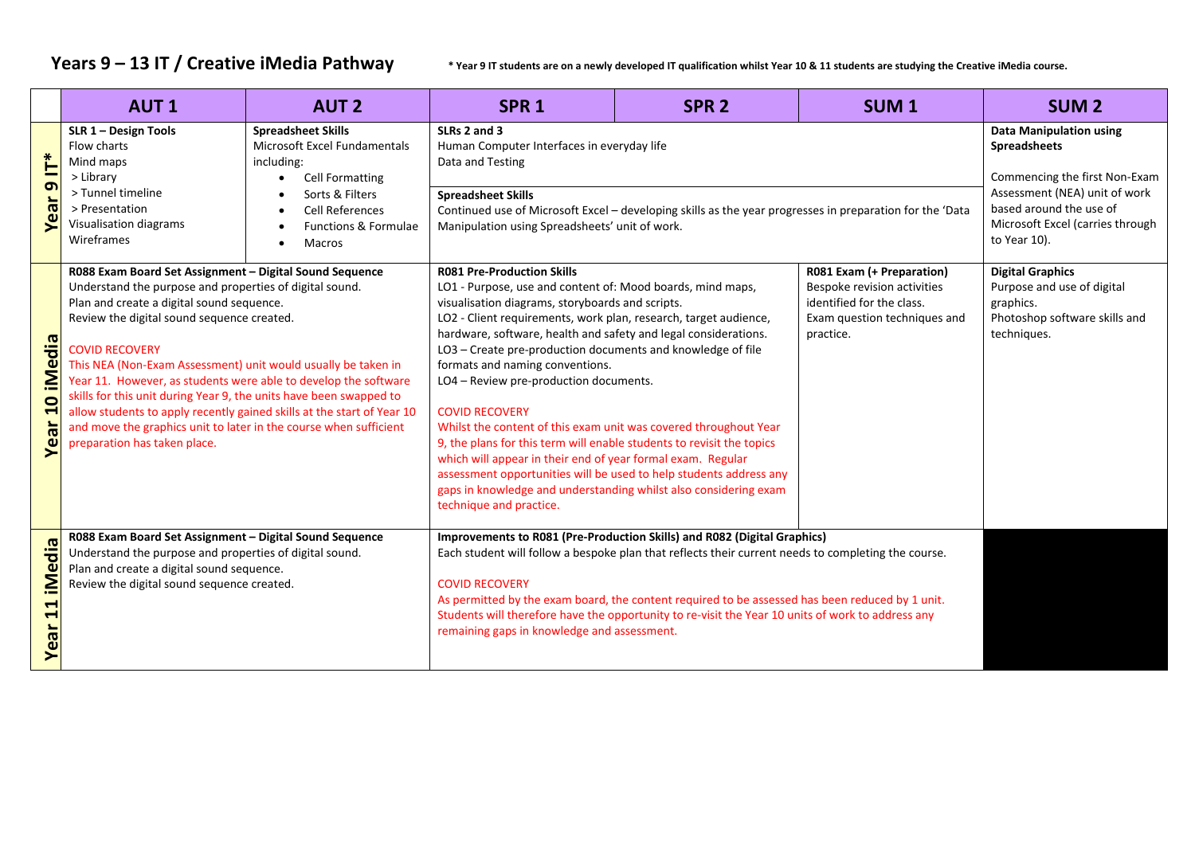# Years 9 – 13 IT / Creative iMedia Pathway

*** Year 9 IT students are on a newly developed IT qualification whilst Year 10 & 11 students are studying the Creative iMedia course.**

| | AUT 1 | AUT 2 | SPR 1 | SPR 2 | SUM 1 | SUM 2 |
|---|---|---|---|---|---|---|
| **Year 9 IT*** | **SLR 1 – Design Tools**<br>Flow charts<br>Mind maps<br>> Library<br>> Tunnel timeline<br>> Presentation<br>Visualisation diagrams<br>Wireframes | **Spreadsheet Skills**<br>Microsoft Excel Fundamentals including:<br>• Cell Formatting<br>• Sorts & Filters<br>• Cell References<br>• Functions & Formulae<br>• Macros | **SLRs 2 and 3**<br>Human Computer Interfaces in everyday life<br>Data and Testing<br><br>**Spreadsheet Skills**<br>Continued use of Microsoft Excel – developing skills as the year progresses in preparation for the 'Data Manipulation using Spreadsheets' unit of work. | | | **Data Manipulation using Spreadsheets**<br><br>Commencing the first Non-Exam Assessment (NEA) unit of work based around the use of Microsoft Excel (carries through to Year 10). |
| **Year 10 iMedia** | **R088 Exam Board Set Assignment – Digital Sound Sequence**<br>Understand the purpose and properties of digital sound.<br>Plan and create a digital sound sequence.<br>Review the digital sound sequence created.<br><br>COVID RECOVERY<br>This NEA (Non-Exam Assessment) unit would usually be taken in Year 11. However, as students were able to develop the software skills for this unit during Year 9, the units have been swapped to allow students to apply recently gained skills at the start of Year 10 and move the graphics unit to later in the course when sufficient preparation has taken place. | | **R081 Pre-Production Skills**<br>LO1 - Purpose, use and content of: Mood boards, mind maps, visualisation diagrams, storyboards and scripts.<br>LO2 - Client requirements, work plan, research, target audience, hardware, software, health and safety and legal considerations.<br>LO3 – Create pre-production documents and knowledge of file formats and naming conventions.<br>LO4 – Review pre-production documents.<br><br>COVID RECOVERY<br>Whilst the content of this exam unit was covered throughout Year 9, the plans for this term will enable students to revisit the topics which will appear in their end of year formal exam. Regular assessment opportunities will be used to help students address any gaps in knowledge and understanding whilst also considering exam technique and practice. | | **R081 Exam (+ Preparation)**<br>Bespoke revision activities identified for the class.<br>Exam question techniques and practice. | **Digital Graphics**<br>Purpose and use of digital graphics.<br>Photoshop software skills and techniques. |
| **Year 11 iMedia** | **R088 Exam Board Set Assignment – Digital Sound Sequence**<br>Understand the purpose and properties of digital sound.<br>Plan and create a digital sound sequence.<br>Review the digital sound sequence created. | | **Improvements to R081 (Pre-Production Skills) and R082 (Digital Graphics)**<br>Each student will follow a bespoke plan that reflects their current needs to completing the course.<br><br>COVID RECOVERY<br>As permitted by the exam board, the content required to be assessed has been reduced by 1 unit. Students will therefore have the opportunity to re-visit the Year 10 units of work to address any remaining gaps in knowledge and assessment. | | | |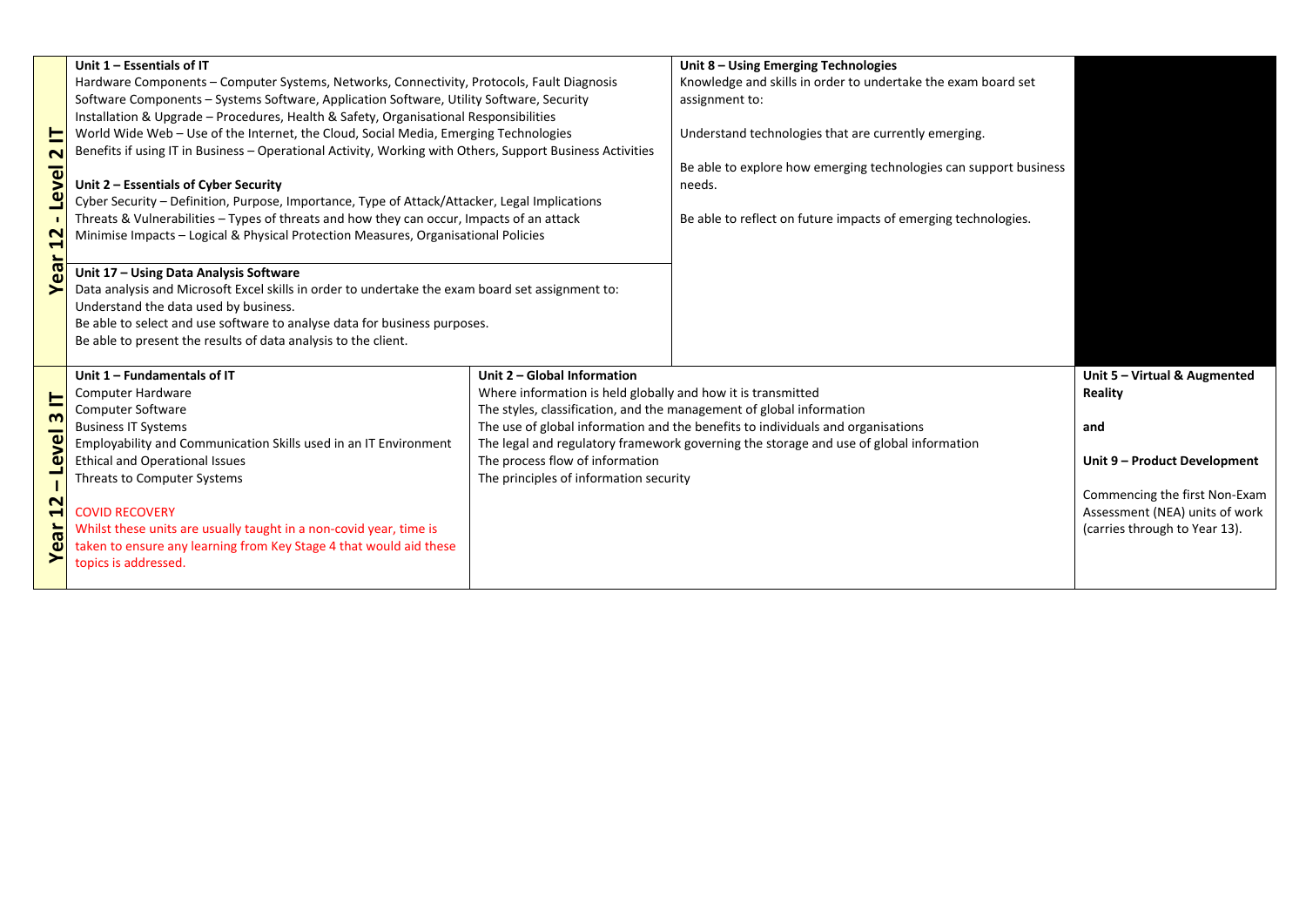| | | | |
|---|---|---|---|
| **Year 12 - Level 2 IT** | **Unit 1 – Essentials of IT**<br>Hardware Components – Computer Systems, Networks, Connectivity, Protocols, Fault Diagnosis<br>Software Components – Systems Software, Application Software, Utility Software, Security<br>Installation & Upgrade – Procedures, Health & Safety, Organisational Responsibilities<br>World Wide Web – Use of the Internet, the Cloud, Social Media, Emerging Technologies<br>Benefits if using IT in Business – Operational Activity, Working with Others, Support Business Activities<br><br>**Unit 2 – Essentials of Cyber Security**<br>Cyber Security – Definition, Purpose, Importance, Type of Attack/Attacker, Legal Implications<br>Threats & Vulnerabilities – Types of threats and how they can occur, Impacts of an attack<br>Minimise Impacts – Logical & Physical Protection Measures, Organisational Policies<br><br>**Unit 17 – Using Data Analysis Software**<br>Data analysis and Microsoft Excel skills in order to undertake the exam board set assignment to:<br>Understand the data used by business.<br>Be able to select and use software to analyse data for business purposes.<br>Be able to present the results of data analysis to the client. | **Unit 8 – Using Emerging Technologies**<br>Knowledge and skills in order to undertake the exam board set assignment to:<br><br>Understand technologies that are currently emerging.<br><br>Be able to explore how emerging technologies can support business needs.<br><br>Be able to reflect on future impacts of emerging technologies. | |
| **Year 12 – Level 3 IT** | **Unit 1 – Fundamentals of IT**<br>Computer Hardware<br>Computer Software<br>Business IT Systems<br>Employability and Communication Skills used in an IT Environment<br>Ethical and Operational Issues<br>Threats to Computer Systems<br><br>COVID RECOVERY<br>Whilst these units are usually taught in a non-covid year, time is taken to ensure any learning from Key Stage 4 that would aid these topics is addressed. | **Unit 2 – Global Information**<br>Where information is held globally and how it is transmitted<br>The styles, classification, and the management of global information<br>The use of global information and the benefits to individuals and organisations<br>The legal and regulatory framework governing the storage and use of global information<br>The process flow of information<br>The principles of information security | **Unit 5 – Virtual & Augmented Reality**<br><br>**and**<br><br>**Unit 9 – Product Development**<br><br>Commencing the first Non-Exam Assessment (NEA) units of work (carries through to Year 13). |